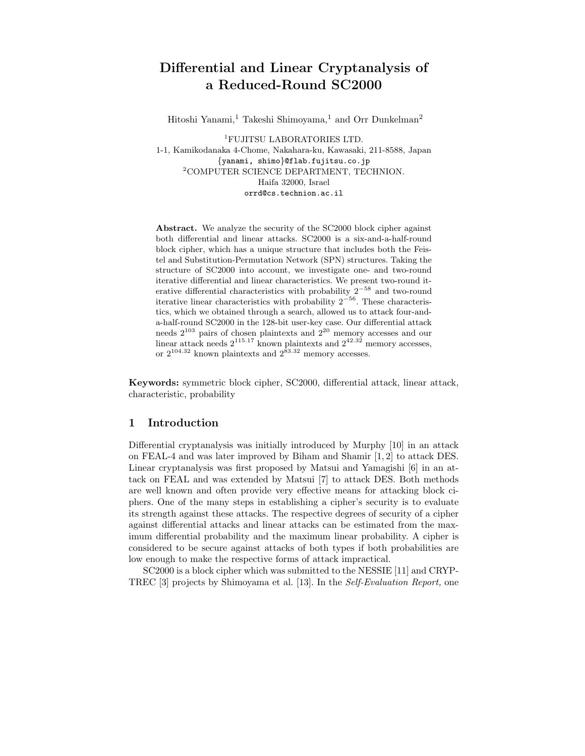# Differential and Linear Cryptanalysis of a Reduced-Round SC2000

Hitoshi Yanami,[1] Takeshi Shimoyama,[1] and Orr Dunkelman[2]

[1]FUJITSU LABORATORIES LTD.
1-1, Kamikodanaka 4-Chome, Nakahara-ku, Kawasaki, 211-8588, Japan
{yanami, shimo}@flab.fujitsu.co.jp
[2]COMPUTER SCIENCE DEPARTMENT, TECHNION.
Haifa 32000, Israel
orrd@cs.technion.ac.il

**Abstract.** We analyze the security of the SC2000 block cipher against both differential and linear attacks. SC2000 is a six-and-a-half-round block cipher, which has a unique structure that includes both the Feistel and Substitution-Permutation Network (SPN) structures. Taking the structure of SC2000 into account, we investigate one- and two-round iterative differential and linear characteristics. We present two-round iterative differential characteristics with probability $2^{-58}$ and two-round iterative linear characteristics with probability $2^{-56}$. These characteristics, which we obtained through a search, allowed us to attack four-and-a-half-round SC2000 in the 128-bit user-key case. Our differential attack needs $2^{103}$ pairs of chosen plaintexts and $2^{20}$ memory accesses and our linear attack needs $2^{115.17}$ known plaintexts and $2^{42.32}$ memory accesses, or $2^{104.32}$ known plaintexts and $2^{83.32}$ memory accesses.

**Keywords:** symmetric block cipher, SC2000, differential attack, linear attack, characteristic, probability

## 1 Introduction

Differential cryptanalysis was initially introduced by Murphy [10] in an attack on FEAL-4 and was later improved by Biham and Shamir [1, 2] to attack DES. Linear cryptanalysis was first proposed by Matsui and Yamagishi [6] in an attack on FEAL and was extended by Matsui [7] to attack DES. Both methods are well known and often provide very effective means for attacking block ciphers. One of the many steps in establishing a cipher's security is to evaluate its strength against these attacks. The respective degrees of security of a cipher against differential attacks and linear attacks can be estimated from the maximum differential probability and the maximum linear probability. A cipher is considered to be secure against attacks of both types if both probabilities are low enough to make the respective forms of attack impractical.

SC2000 is a block cipher which was submitted to the NESSIE [11] and CRYPTREC [3] projects by Shimoyama et al. [13]. In the *Self-Evaluation Report,* one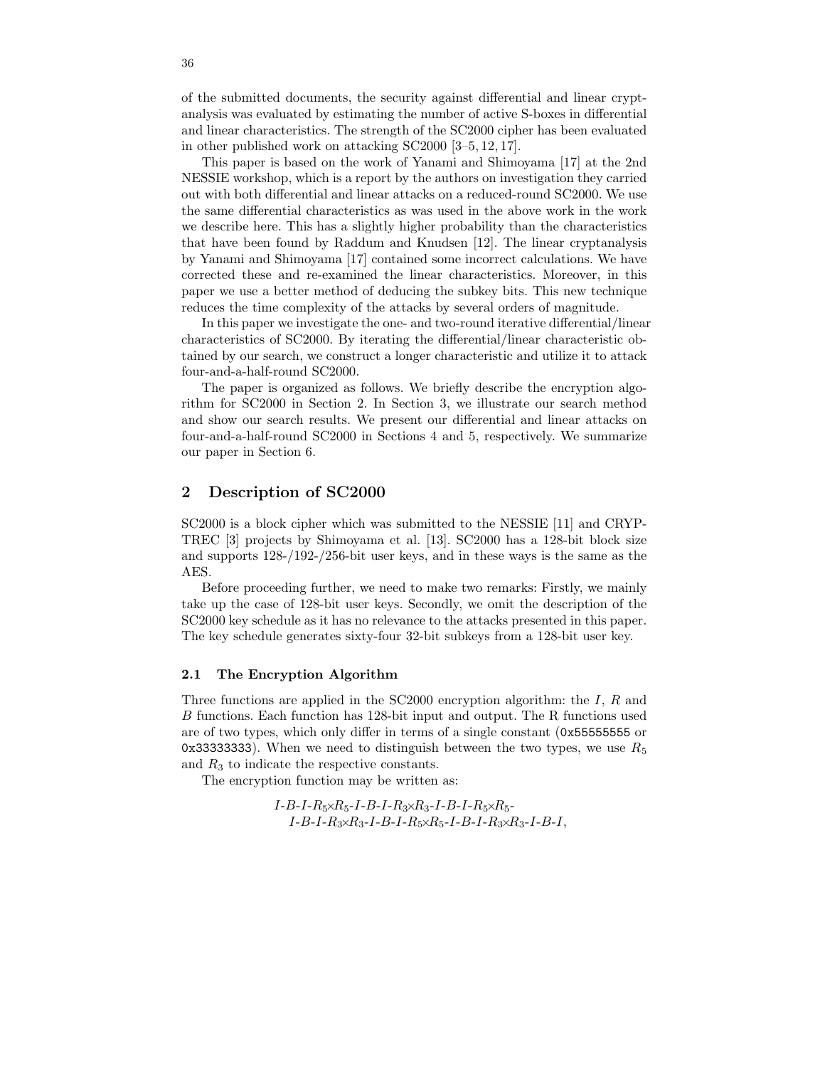of the submitted documents, the security against differential and linear cryptanalysis was evaluated by estimating the number of active S-boxes in differential and linear characteristics. The strength of the SC2000 cipher has been evaluated in other published work on attacking SC2000 [3–5, 12, 17].

This paper is based on the work of Yanami and Shimoyama [17] at the 2nd NESSIE workshop, which is a report by the authors on investigation they carried out with both differential and linear attacks on a reduced-round SC2000. We use the same differential characteristics as was used in the above work in the work we describe here. This has a slightly higher probability than the characteristics that have been found by Raddum and Knudsen [12]. The linear cryptanalysis by Yanami and Shimoyama [17] contained some incorrect calculations. We have corrected these and re-examined the linear characteristics. Moreover, in this paper we use a better method of deducing the subkey bits. This new technique reduces the time complexity of the attacks by several orders of magnitude.

In this paper we investigate the one- and two-round iterative differential/linear characteristics of SC2000. By iterating the differential/linear characteristic obtained by our search, we construct a longer characteristic and utilize it to attack four-and-a-half-round SC2000.

The paper is organized as follows. We briefly describe the encryption algorithm for SC2000 in Section 2. In Section 3, we illustrate our search method and show our search results. We present our differential and linear attacks on four-and-a-half-round SC2000 in Sections 4 and 5, respectively. We summarize our paper in Section 6.

## 2 Description of SC2000

SC2000 is a block cipher which was submitted to the NESSIE [11] and CRYPTREC [3] projects by Shimoyama et al. [13]. SC2000 has a 128-bit block size and supports 128-/192-/256-bit user keys, and in these ways is the same as the AES.

Before proceeding further, we need to make two remarks: Firstly, we mainly take up the case of 128-bit user keys. Secondly, we omit the description of the SC2000 key schedule as it has no relevance to the attacks presented in this paper. The key schedule generates sixty-four 32-bit subkeys from a 128-bit user key.

### 2.1 The Encryption Algorithm

Three functions are applied in the SC2000 encryption algorithm: the $I$, $R$ and $B$ functions. Each function has 128-bit input and output. The R functions used are of two types, which only differ in terms of a single constant (`0x55555555` or `0x33333333`). When we need to distinguish between the two types, we use $R_5$ and $R_3$ to indicate the respective constants.

The encryption function may be written as:

$$
\begin{aligned}
&I\text{-}B\text{-}I\text{-}R_5{\times}R_5\text{-}I\text{-}B\text{-}I\text{-}R_3{\times}R_3\text{-}I\text{-}B\text{-}I\text{-}R_5{\times}R_5\text{-}\\
&\quad I\text{-}B\text{-}I\text{-}R_3{\times}R_3\text{-}I\text{-}B\text{-}I\text{-}R_5{\times}R_5\text{-}I\text{-}B\text{-}I\text{-}R_3{\times}R_3\text{-}I\text{-}B\text{-}I,
\end{aligned}
$$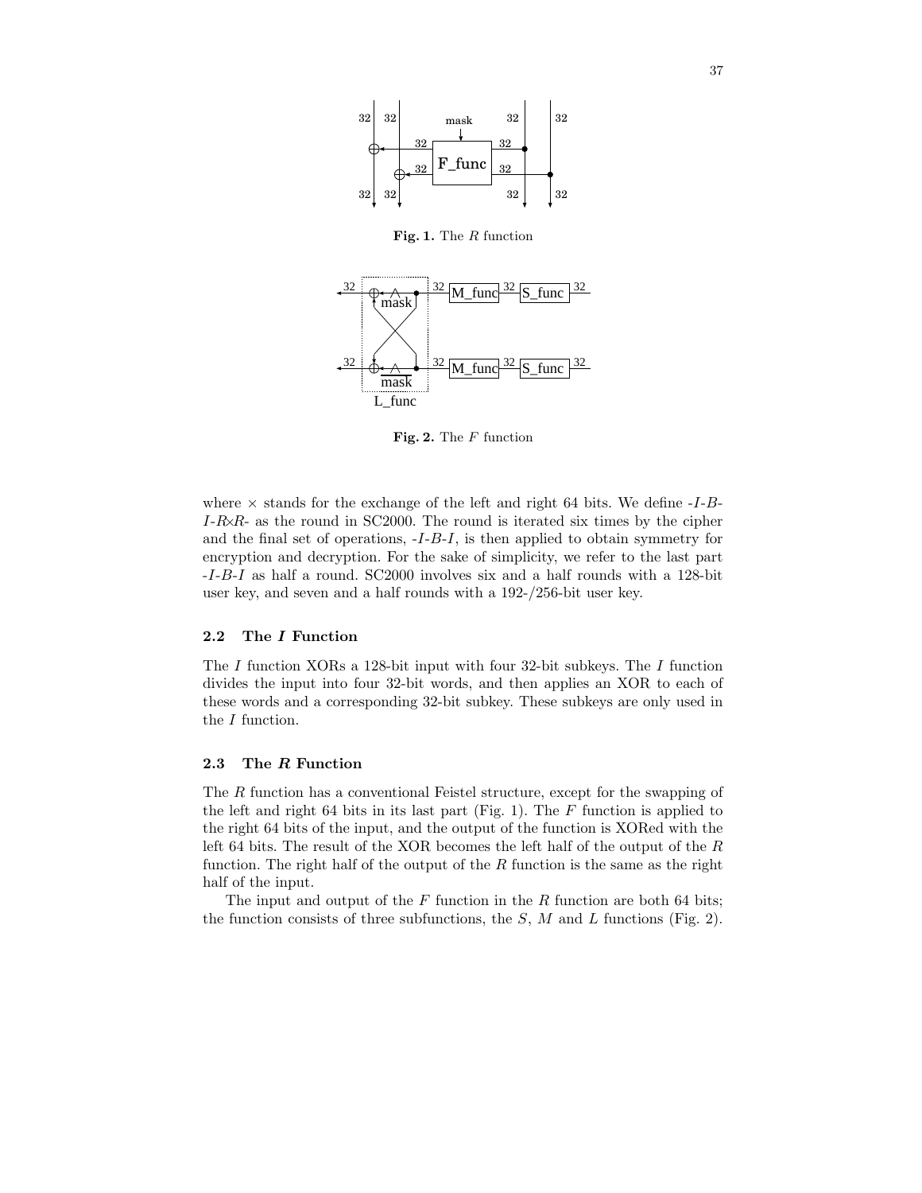Fig. 1. The $R$ function

Fig. 2. The $F$ function

where $\times$ stands for the exchange of the left and right 64 bits. We define -$I$-$B$-$I$-$R$$\times$$R$- as the round in SC2000. The round is iterated six times by the cipher and the final set of operations, -$I$-$B$-$I$, is then applied to obtain symmetry for encryption and decryption. For the sake of simplicity, we refer to the last part -$I$-$B$-$I$ as half a round. SC2000 involves six and a half rounds with a 128-bit user key, and seven and a half rounds with a 192-/256-bit user key.

### 2.2 The *I* Function

The $I$ function XORs a 128-bit input with four 32-bit subkeys. The $I$ function divides the input into four 32-bit words, and then applies an XOR to each of these words and a corresponding 32-bit subkey. These subkeys are only used in the $I$ function.

### 2.3 The *R* Function

The $R$ function has a conventional Feistel structure, except for the swapping of the left and right 64 bits in its last part (Fig. 1). The $F$ function is applied to the right 64 bits of the input, and the output of the function is XORed with the left 64 bits. The result of the XOR becomes the left half of the output of the $R$ function. The right half of the output of the $R$ function is the same as the right half of the input.

The input and output of the $F$ function in the $R$ function are both 64 bits; the function consists of three subfunctions, the $S$, $M$ and $L$ functions (Fig. 2).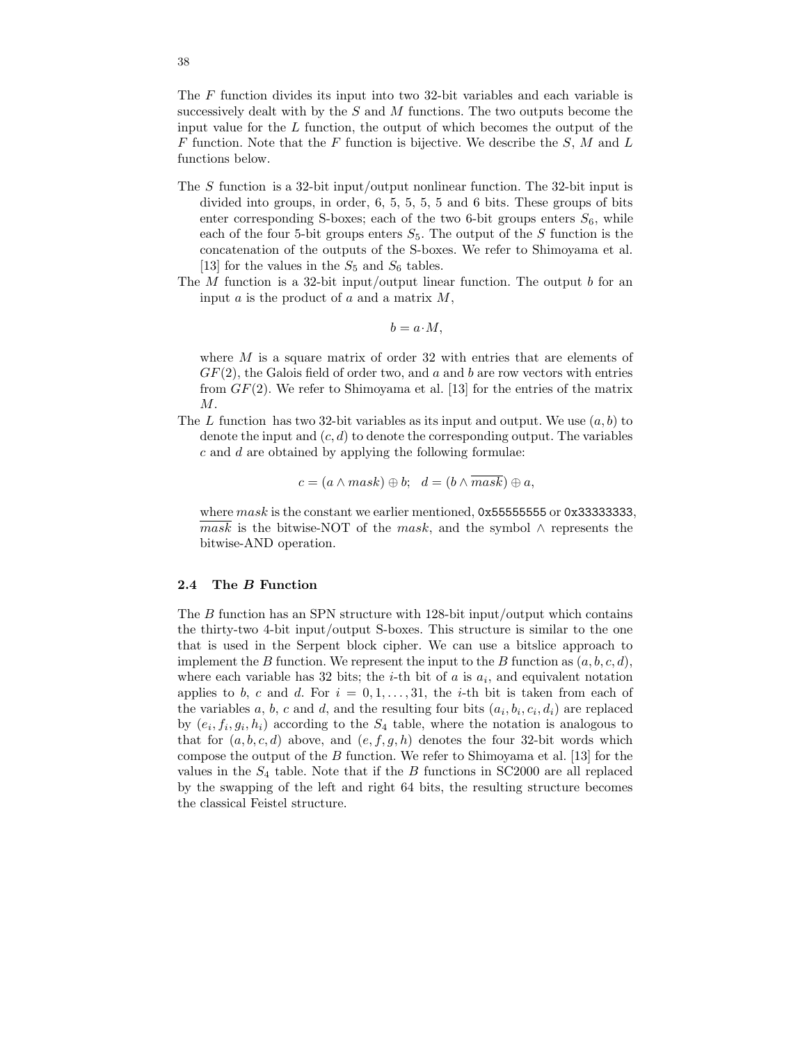The $F$ function divides its input into two 32-bit variables and each variable is successively dealt with by the $S$ and $M$ functions. The two outputs become the input value for the $L$ function, the output of which becomes the output of the $F$ function. Note that the $F$ function is bijective. We describe the $S$, $M$ and $L$ functions below.

The $S$ function is a 32-bit input/output nonlinear function. The 32-bit input is divided into groups, in order, 6, 5, 5, 5, 5 and 6 bits. These groups of bits enter corresponding S-boxes; each of the two 6-bit groups enters $S_6$, while each of the four 5-bit groups enters $S_5$. The output of the $S$ function is the concatenation of the outputs of the S-boxes. We refer to Shimoyama et al. [13] for the values in the $S_5$ and $S_6$ tables.

The $M$ function is a 32-bit input/output linear function. The output $b$ for an input $a$ is the product of $a$ and a matrix $M$,

$$b = a \cdot M,$$

where $M$ is a square matrix of order 32 with entries that are elements of $GF(2)$, the Galois field of order two, and $a$ and $b$ are row vectors with entries from $GF(2)$. We refer to Shimoyama et al. [13] for the entries of the matrix $M$.

The $L$ function has two 32-bit variables as its input and output. We use $(a, b)$ to denote the input and $(c, d)$ to denote the corresponding output. The variables $c$ and $d$ are obtained by applying the following formulae:

$$c = (a \wedge mask) \oplus b; \quad d = (b \wedge \overline{mask}) \oplus a,$$

where $mask$ is the constant we earlier mentioned, 0x55555555 or 0x33333333, $\overline{mask}$ is the bitwise-NOT of the $mask$, and the symbol $\wedge$ represents the bitwise-AND operation.

### 2.4 The *B* Function

The $B$ function has an SPN structure with 128-bit input/output which contains the thirty-two 4-bit input/output S-boxes. This structure is similar to the one that is used in the Serpent block cipher. We can use a bitslice approach to implement the $B$ function. We represent the input to the $B$ function as $(a, b, c, d)$, where each variable has 32 bits; the $i$-th bit of $a$ is $a_i$, and equivalent notation applies to $b$, $c$ and $d$. For $i = 0, 1, \ldots, 31$, the $i$-th bit is taken from each of the variables $a$, $b$, $c$ and $d$, and the resulting four bits $(a_i, b_i, c_i, d_i)$ are replaced by $(e_i, f_i, g_i, h_i)$ according to the $S_4$ table, where the notation is analogous to that for $(a, b, c, d)$ above, and $(e, f, g, h)$ denotes the four 32-bit words which compose the output of the $B$ function. We refer to Shimoyama et al. [13] for the values in the $S_4$ table. Note that if the $B$ functions in SC2000 are all replaced by the swapping of the left and right 64 bits, the resulting structure becomes the classical Feistel structure.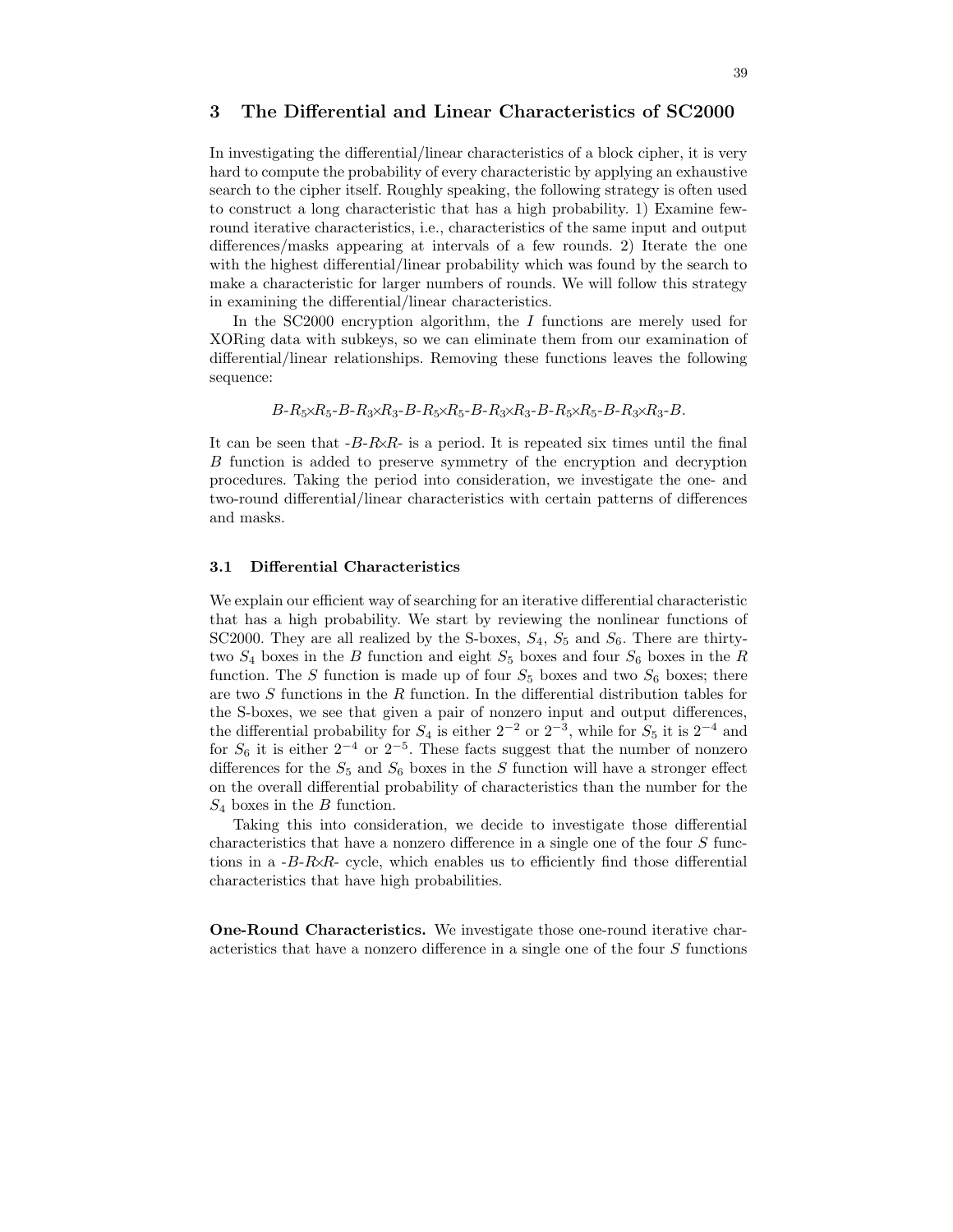## 3 The Differential and Linear Characteristics of SC2000

In investigating the differential/linear characteristics of a block cipher, it is very hard to compute the probability of every characteristic by applying an exhaustive search to the cipher itself. Roughly speaking, the following strategy is often used to construct a long characteristic that has a high probability. 1) Examine few-round iterative characteristics, i.e., characteristics of the same input and output differences/masks appearing at intervals of a few rounds. 2) Iterate the one with the highest differential/linear probability which was found by the search to make a characteristic for larger numbers of rounds. We will follow this strategy in examining the differential/linear characteristics.

In the SC2000 encryption algorithm, the $I$ functions are merely used for XORing data with subkeys, so we can eliminate them from our examination of differential/linear relationships. Removing these functions leaves the following sequence:

$$B\text{-}R_5{\times}R_5\text{-}B\text{-}R_3{\times}R_3\text{-}B\text{-}R_5{\times}R_5\text{-}B\text{-}R_3{\times}R_3\text{-}B\text{-}R_5{\times}R_5\text{-}B\text{-}R_3{\times}R_3\text{-}B.$$

It can be seen that -$B$-$R{\times}R$- is a period. It is repeated six times until the final $B$ function is added to preserve symmetry of the encryption and decryption procedures. Taking the period into consideration, we investigate the one- and two-round differential/linear characteristics with certain patterns of differences and masks.

### 3.1 Differential Characteristics

We explain our efficient way of searching for an iterative differential characteristic that has a high probability. We start by reviewing the nonlinear functions of SC2000. They are all realized by the S-boxes, $S_4$, $S_5$ and $S_6$. There are thirty-two $S_4$ boxes in the $B$ function and eight $S_5$ boxes and four $S_6$ boxes in the $R$ function. The $S$ function is made up of four $S_5$ boxes and two $S_6$ boxes; there are two $S$ functions in the $R$ function. In the differential distribution tables for the S-boxes, we see that given a pair of nonzero input and output differences, the differential probability for $S_4$ is either $2^{-2}$ or $2^{-3}$, while for $S_5$ it is $2^{-4}$ and for $S_6$ it is either $2^{-4}$ or $2^{-5}$. These facts suggest that the number of nonzero differences for the $S_5$ and $S_6$ boxes in the $S$ function will have a stronger effect on the overall differential probability of characteristics than the number for the $S_4$ boxes in the $B$ function.

Taking this into consideration, we decide to investigate those differential characteristics that have a nonzero difference in a single one of the four $S$ functions in a -$B$-$R{\times}R$- cycle, which enables us to efficiently find those differential characteristics that have high probabilities.

**One-Round Characteristics.** We investigate those one-round iterative characteristics that have a nonzero difference in a single one of the four $S$ functions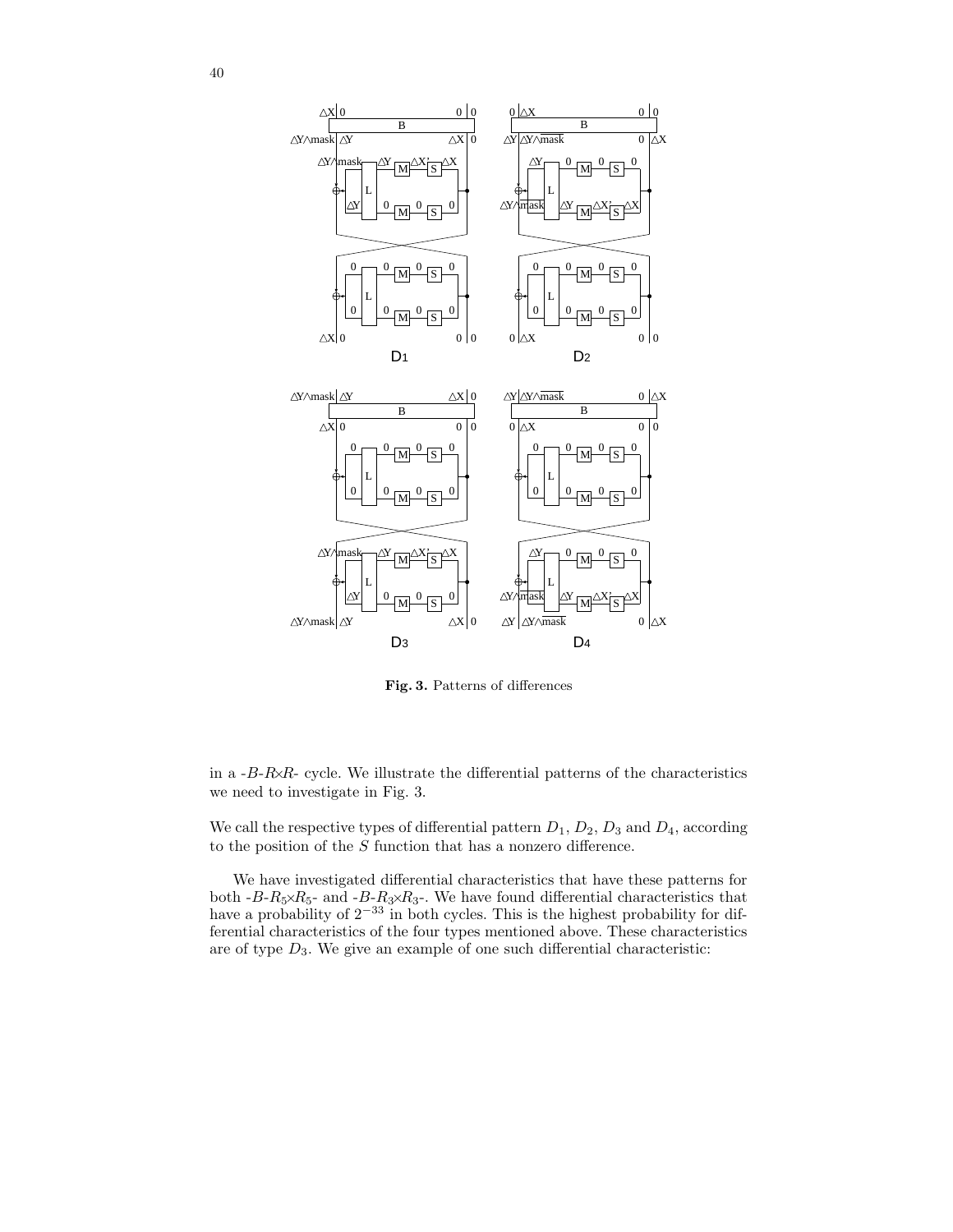**Fig. 3.** Patterns of differences

in a -$B$-$R{\times}R$- cycle. We illustrate the differential patterns of the characteristics we need to investigate in Fig. 3.

We call the respective types of differential pattern $D_1$, $D_2$, $D_3$ and $D_4$, according to the position of the $S$ function that has a nonzero difference.

We have investigated differential characteristics that have these patterns for both -$B$-$R_5{\times}R_5$- and -$B$-$R_3{\times}R_3$-. We have found differential characteristics that have a probability of $2^{-33}$ in both cycles. This is the highest probability for differential characteristics of the four types mentioned above. These characteristics are of type $D_3$. We give an example of one such differential characteristic: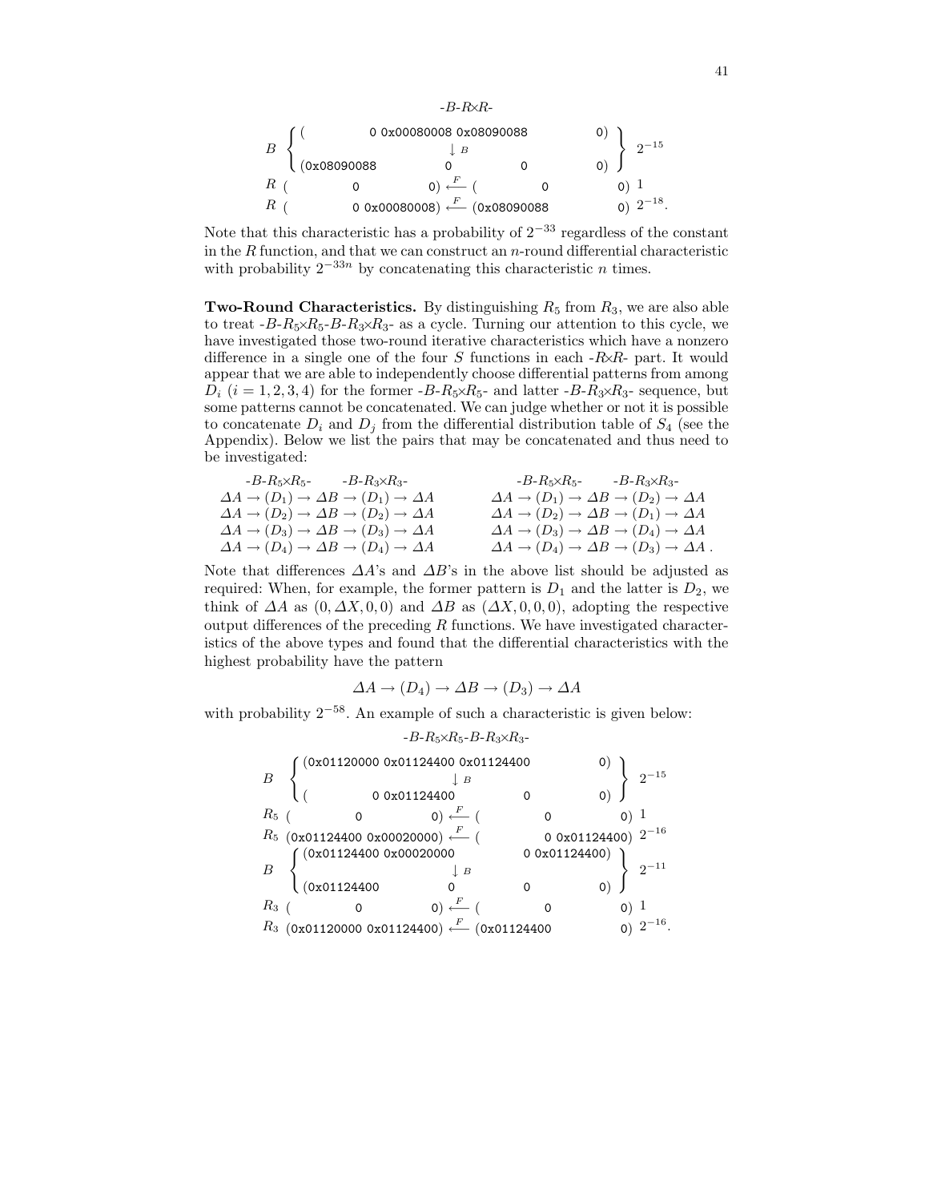-*B*-*R*×*R*-

$$
\begin{array}{lllll}
B & \left\{\begin{array}{llll}( & 0 \; \texttt{0x00080008} \; \texttt{0x08090088} & & 0) \\ & \downarrow_B & & \\ (\texttt{0x08090088} & 0 & 0 & 0)\end{array}\right\} & 2^{-15} \\
R & ( \quad 0 \quad 0) \xleftarrow{F} ( \quad 0 \quad 0) & 1 \\
R & ( \quad 0 \; \texttt{0x00080008}) \xleftarrow{F} (\texttt{0x08090088} \quad 0) & 2^{-18}.
\end{array}
$$

Note that this characteristic has a probability of $2^{-33}$ regardless of the constant in the $R$ function, and that we can construct an $n$-round differential characteristic with probability $2^{-33n}$ by concatenating this characteristic $n$ times.

**Two-Round Characteristics.** By distinguishing $R_5$ from $R_3$, we are also able to treat -$B$-$R_5$×$R_5$-$B$-$R_3$×$R_3$- as a cycle. Turning our attention to this cycle, we have investigated those two-round iterative characteristics which have a nonzero difference in a single one of the four $S$ functions in each -$R$×$R$- part. It would appear that we are able to independently choose differential patterns from among $D_i$ ($i = 1, 2, 3, 4$) for the former -$B$-$R_5$×$R_5$- and latter -$B$-$R_3$×$R_3$- sequence, but some patterns cannot be concatenated. We can judge whether or not it is possible to concatenate $D_i$ and $D_j$ from the differential distribution table of $S_4$ (see the Appendix). Below we list the pairs that may be concatenated and thus need to be investigated:

| -$B$-$R_5$×$R_5$- -$B$-$R_3$×$R_3$- | -$B$-$R_5$×$R_5$- -$B$-$R_3$×$R_3$- |
|---|---|
| $\Delta A \to (D_1) \to \Delta B \to (D_1) \to \Delta A$ | $\Delta A \to (D_1) \to \Delta B \to (D_2) \to \Delta A$ |
| $\Delta A \to (D_2) \to \Delta B \to (D_2) \to \Delta A$ | $\Delta A \to (D_2) \to \Delta B \to (D_1) \to \Delta A$ |
| $\Delta A \to (D_3) \to \Delta B \to (D_3) \to \Delta A$ | $\Delta A \to (D_3) \to \Delta B \to (D_4) \to \Delta A$ |
| $\Delta A \to (D_4) \to \Delta B \to (D_4) \to \Delta A$ | $\Delta A \to (D_4) \to \Delta B \to (D_3) \to \Delta A$ . |

Note that differences $\Delta A$'s and $\Delta B$'s in the above list should be adjusted as required: When, for example, the former pattern is $D_1$ and the latter is $D_2$, we think of $\Delta A$ as $(0, \Delta X, 0, 0)$ and $\Delta B$ as $(\Delta X, 0, 0, 0)$, adopting the respective output differences of the preceding $R$ functions. We have investigated characteristics of the above types and found that the differential characteristics with the highest probability have the pattern

$$\Delta A \to (D_4) \to \Delta B \to (D_3) \to \Delta A$$

with probability $2^{-58}$. An example of such a characteristic is given below:

-$B$-$R_5$×$R_5$-$B$-$R_3$×$R_3$-

$$
\begin{array}{lll}
B & \left\{\begin{array}{llll}(\texttt{0x01120000} & \texttt{0x01124400} & \texttt{0x01124400} & 0) \\ & \downarrow_B & & \\ ( & 0 \; \texttt{0x01124400} & 0 & 0)\end{array}\right\} & 2^{-15} \\
R_5 & ( \quad 0 \quad 0) \xleftarrow{F} ( \quad 0 \quad 0) & 1 \\
R_5 & (\texttt{0x01124400} \; \texttt{0x00020000}) \xleftarrow{F} ( \quad 0 \; \texttt{0x01124400}) & 2^{-16} \\
B & \left\{\begin{array}{llll}(\texttt{0x01124400} & \texttt{0x00020000} & 0 & \texttt{0x01124400}) \\ & \downarrow_B & & \\ (\texttt{0x01124400} & 0 & 0 & 0)\end{array}\right\} & 2^{-11} \\
R_3 & ( \quad 0 \quad 0) \xleftarrow{F} ( \quad 0 \quad 0) & 1 \\
R_3 & (\texttt{0x01120000} \; \texttt{0x01124400}) \xleftarrow{F} (\texttt{0x01124400} \quad 0) & 2^{-16}.
\end{array}
$$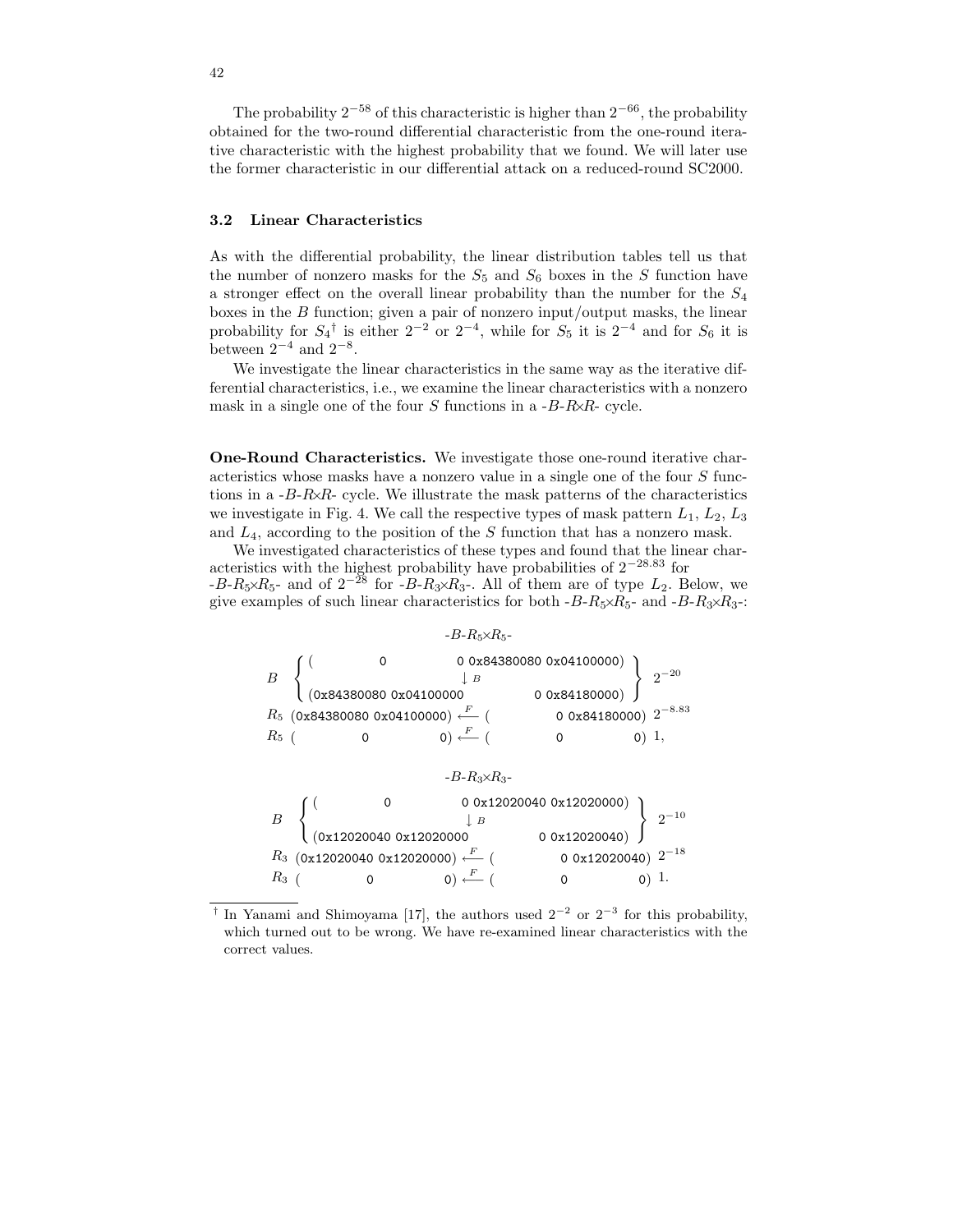The probability $2^{-58}$ of this characteristic is higher than $2^{-66}$, the probability obtained for the two-round differential characteristic from the one-round iterative characteristic with the highest probability that we found. We will later use the former characteristic in our differential attack on a reduced-round SC2000.

### 3.2 Linear Characteristics

As with the differential probability, the linear distribution tables tell us that the number of nonzero masks for the $S_5$ and $S_6$ boxes in the $S$ function have a stronger effect on the overall linear probability than the number for the $S_4$ boxes in the $B$ function; given a pair of nonzero input/output masks, the linear probability for $S_4$[†] is either $2^{-2}$ or $2^{-4}$, while for $S_5$ it is $2^{-4}$ and for $S_6$ it is between $2^{-4}$ and $2^{-8}$.

We investigate the linear characteristics in the same way as the iterative differential characteristics, i.e., we examine the linear characteristics with a nonzero mask in a single one of the four $S$ functions in a -$B$-$R$×$R$- cycle.

**One-Round Characteristics.** We investigate those one-round iterative characteristics whose masks have a nonzero value in a single one of the four $S$ functions in a -$B$-$R$×$R$- cycle. We illustrate the mask patterns of the characteristics we investigate in Fig. 4. We call the respective types of mask pattern $L_1$, $L_2$, $L_3$ and $L_4$, according to the position of the $S$ function that has a nonzero mask.

We investigated characteristics of these types and found that the linear characteristics with the highest probability have probabilities of $2^{-28.83}$ for -$B$-$R_5$×$R_5$- and of $2^{-28}$ for -$B$-$R_3$×$R_3$-. All of them are of type $L_2$. Below, we give examples of such linear characteristics for both -$B$-$R_5$×$R_5$- and -$B$-$R_3$×$R_3$-:

-$B$-$R_5$×$R_5$-

$$
\begin{array}{llll}
B & \left\{\begin{array}{l} (\texttt{0} \quad \texttt{0}\ \texttt{0x84380080}\ \texttt{0x04100000}) \\ \qquad\qquad \downarrow B \\ (\texttt{0x84380080}\ \texttt{0x04100000} \quad \texttt{0}\ \texttt{0x84180000}) \end{array}\right\} & 2^{-20} \\
R_5 & (\texttt{0x84380080}\ \texttt{0x04100000}) \xleftarrow{F} (\texttt{0}\ \texttt{0x84180000}) & 2^{-8.83} \\
R_5 & (\texttt{0} \quad \texttt{0}) \xleftarrow{F} (\texttt{0} \quad \texttt{0}) & 1,
\end{array}
$$

-$B$-$R_3$×$R_3$-

$$
\begin{array}{llll}
B & \left\{\begin{array}{l} (\texttt{0} \quad \texttt{0}\ \texttt{0x12020040}\ \texttt{0x12020000}) \\ \qquad\qquad \downarrow B \\ (\texttt{0x12020040}\ \texttt{0x12020000} \quad \texttt{0}\ \texttt{0x12020040}) \end{array}\right\} & 2^{-10} \\
R_3 & (\texttt{0x12020040}\ \texttt{0x12020000}) \xleftarrow{F} (\texttt{0}\ \texttt{0x12020040}) & 2^{-18} \\
R_3 & (\texttt{0} \quad \texttt{0}) \xleftarrow{F} (\texttt{0} \quad \texttt{0}) & 1.
\end{array}
$$

---

[†] In Yanami and Shimoyama [17], the authors used $2^{-2}$ or $2^{-3}$ for this probability, which turned out to be wrong. We have re-examined linear characteristics with the correct values.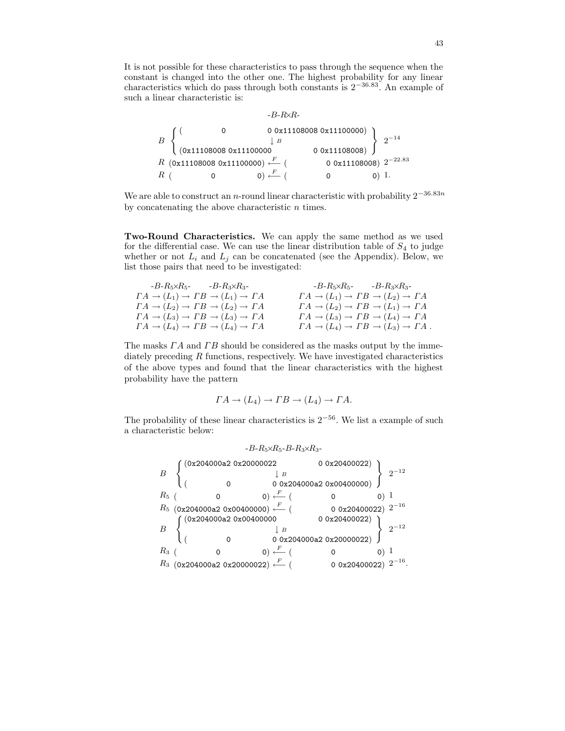It is not possible for these characteristics to pass through the sequence when the constant is changed into the other one. The highest probability for any linear characteristics which do pass through both constants is $2^{-36.83}$. An example of such a linear characteristic is:

$$
\text{-}B\text{-}R{\times}R\text{-}
$$

$$
\begin{array}{lllll}
B & \left\{ \begin{array}{llll} ( & \texttt{0} & \texttt{0 0x11108008} & \texttt{0x11100000)} \\ & & \downarrow B & \\ (\texttt{0x11108008} & \texttt{0x11100000} & \texttt{0} & \texttt{0x11108008)} \end{array} \right\} & 2^{-14} \\
R & (\texttt{0x11108008 0x11100000}) \xleftarrow{F} ( \quad \texttt{0 0x11108008}) & 2^{-22.83} \\
R & ( \quad \texttt{0} \quad \texttt{0}) \xleftarrow{F} ( \quad \texttt{0} \quad \texttt{0}) & 1.
\end{array}
$$

We are able to construct an $n$-round linear characteristic with probability $2^{-36.83n}$ by concatenating the above characteristic $n$ times.

**Two-Round Characteristics.** We can apply the same method as we used for the differential case. We can use the linear distribution table of $S_4$ to judge whether or not $L_i$ and $L_j$ can be concatenated (see the Appendix). Below, we list those pairs that need to be investigated:

| -$B$-$R_5{\times}R_5$- -$B$-$R_3{\times}R_3$- | -$B$-$R_5{\times}R_5$- -$B$-$R_3{\times}R_3$- |
|---|---|
| $\Gamma A \rightarrow (L_1) \rightarrow \Gamma B \rightarrow (L_1) \rightarrow \Gamma A$ | $\Gamma A \rightarrow (L_1) \rightarrow \Gamma B \rightarrow (L_2) \rightarrow \Gamma A$ |
| $\Gamma A \rightarrow (L_2) \rightarrow \Gamma B \rightarrow (L_2) \rightarrow \Gamma A$ | $\Gamma A \rightarrow (L_2) \rightarrow \Gamma B \rightarrow (L_1) \rightarrow \Gamma A$ |
| $\Gamma A \rightarrow (L_3) \rightarrow \Gamma B \rightarrow (L_3) \rightarrow \Gamma A$ | $\Gamma A \rightarrow (L_3) \rightarrow \Gamma B \rightarrow (L_4) \rightarrow \Gamma A$ |
| $\Gamma A \rightarrow (L_4) \rightarrow \Gamma B \rightarrow (L_4) \rightarrow \Gamma A$ | $\Gamma A \rightarrow (L_4) \rightarrow \Gamma B \rightarrow (L_3) \rightarrow \Gamma A$ . |

The masks $\Gamma A$ and $\Gamma B$ should be considered as the masks output by the immediately preceding $R$ functions, respectively. We have investigated characteristics of the above types and found that the linear characteristics with the highest probability have the pattern

$$
\Gamma A \rightarrow (L_4) \rightarrow \Gamma B \rightarrow (L_4) \rightarrow \Gamma A.
$$

The probability of these linear characteristics is $2^{-56}$. We list a example of such a characteristic below:

$$
\text{-}B\text{-}R_5{\times}R_5\text{-}B\text{-}R_3{\times}R_3\text{-}
$$

$$
\begin{array}{lll}
B & \left\{ \begin{array}{llll} (\texttt{0x204000a2} & \texttt{0x20000022} & \texttt{0} & \texttt{0x20400022)} \\ & & \downarrow B & \\ ( & \texttt{0} & \texttt{0 0x204000a2} & \texttt{0x00400000)} \end{array} \right\} & 2^{-12} \\
R_5 & ( \quad \texttt{0} \quad \texttt{0}) \xleftarrow{F} ( \quad \texttt{0} \quad \texttt{0}) & 1 \\
R_5 & (\texttt{0x204000a2 0x00400000}) \xleftarrow{F} ( \quad \texttt{0 0x20400022}) & 2^{-16} \\
B & \left\{ \begin{array}{llll} (\texttt{0x204000a2} & \texttt{0x00400000} & \texttt{0} & \texttt{0x20400022)} \\ & & \downarrow B & \\ ( & \texttt{0} & \texttt{0 0x204000a2} & \texttt{0x20000022)} \end{array} \right\} & 2^{-12} \\
R_3 & ( \quad \texttt{0} \quad \texttt{0}) \xleftarrow{F} ( \quad \texttt{0} \quad \texttt{0}) & 1 \\
R_3 & (\texttt{0x204000a2 0x20000022}) \xleftarrow{F} ( \quad \texttt{0 0x20400022}) & 2^{-16}.
\end{array}
$$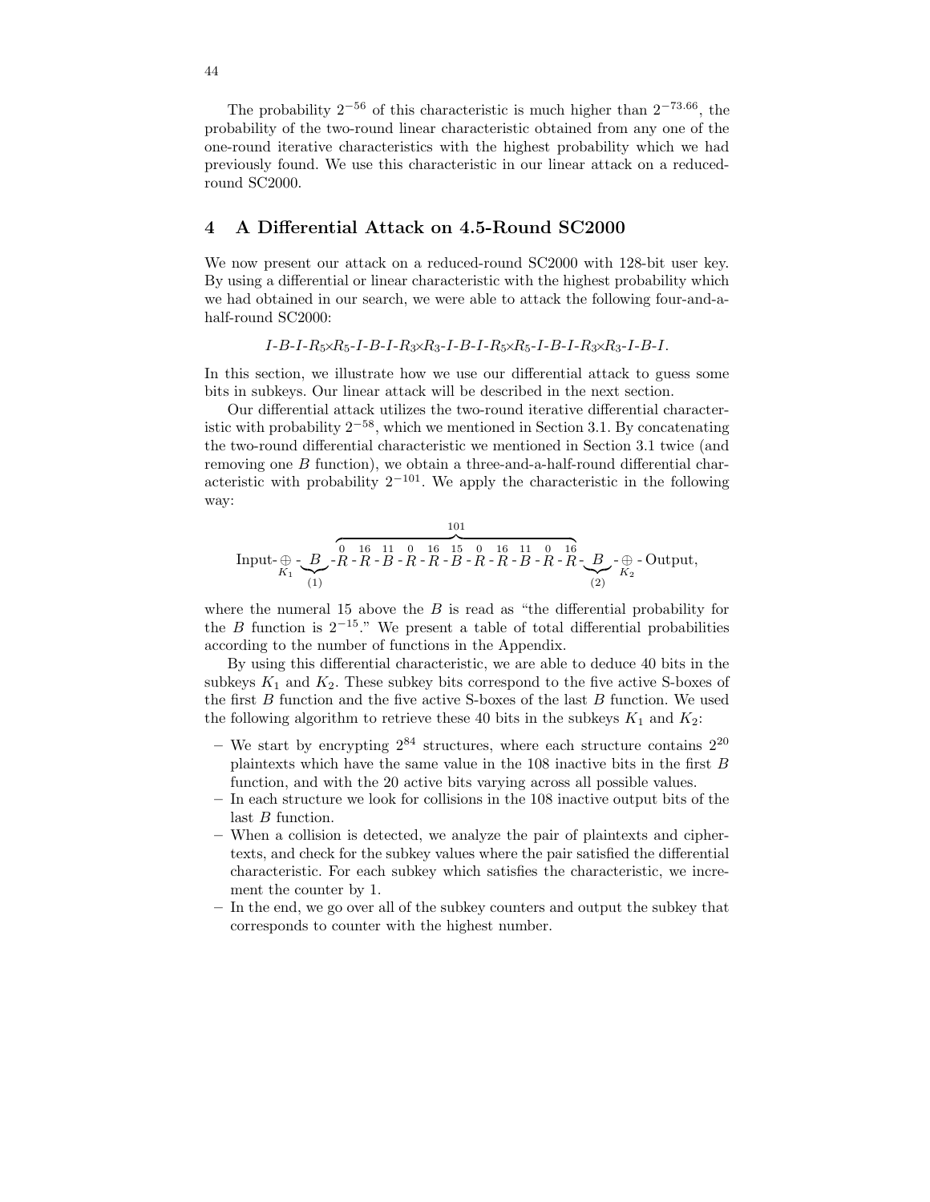The probability $2^{-56}$ of this characteristic is much higher than $2^{-73.66}$, the probability of the two-round linear characteristic obtained from any one of the one-round iterative characteristics with the highest probability which we had previously found. We use this characteristic in our linear attack on a reduced-round SC2000.

## 4 A Differential Attack on 4.5-Round SC2000

We now present our attack on a reduced-round SC2000 with 128-bit user key. By using a differential or linear characteristic with the highest probability which we had obtained in our search, we were able to attack the following four-and-a-half-round SC2000:

$$I\text{-}B\text{-}I\text{-}R_5{\times}R_5\text{-}I\text{-}B\text{-}I\text{-}R_3{\times}R_3\text{-}I\text{-}B\text{-}I\text{-}R_5{\times}R_5\text{-}I\text{-}B\text{-}I\text{-}R_3{\times}R_3\text{-}I\text{-}B\text{-}I.$$

In this section, we illustrate how we use our differential attack to guess some bits in subkeys. Our linear attack will be described in the next section.

Our differential attack utilizes the two-round iterative differential characteristic with probability $2^{-58}$, which we mentioned in Section 3.1. By concatenating the two-round differential characteristic we mentioned in Section 3.1 twice (and removing one $B$ function), we obtain a three-and-a-half-round differential characteristic with probability $2^{-101}$. We apply the characteristic in the following way:

$$\text{Input-}\underset{K_1}{\oplus}\text{-}\underbrace{B}_{(1)}\text{-}\overbrace{\overset{0}{R}\text{-}\overset{16}{R}\text{-}\overset{11}{B}\text{-}\overset{0}{R}\text{-}\overset{16}{R}\text{-}\overset{15}{B}\text{-}\overset{0}{R}\text{-}\overset{16}{R}\text{-}\overset{11}{B}\text{-}\overset{0}{R}\text{-}\overset{16}{R}}^{101}\text{-}\underbrace{B}_{(2)}\text{-}\underset{K_2}{\oplus}\text{-Output},$$

where the numeral 15 above the $B$ is read as "the differential probability for the $B$ function is $2^{-15}$." We present a table of total differential probabilities according to the number of functions in the Appendix.

By using this differential characteristic, we are able to deduce 40 bits in the subkeys $K_1$ and $K_2$. These subkey bits correspond to the five active S-boxes of the first $B$ function and the five active S-boxes of the last $B$ function. We used the following algorithm to retrieve these 40 bits in the subkeys $K_1$ and $K_2$:

- We start by encrypting $2^{84}$ structures, where each structure contains $2^{20}$ plaintexts which have the same value in the 108 inactive bits in the first $B$ function, and with the 20 active bits varying across all possible values.
- In each structure we look for collisions in the 108 inactive output bits of the last $B$ function.
- When a collision is detected, we analyze the pair of plaintexts and ciphertexts, and check for the subkey values where the pair satisfied the differential characteristic. For each subkey which satisfies the characteristic, we increment the counter by 1.
- In the end, we go over all of the subkey counters and output the subkey that corresponds to counter with the highest number.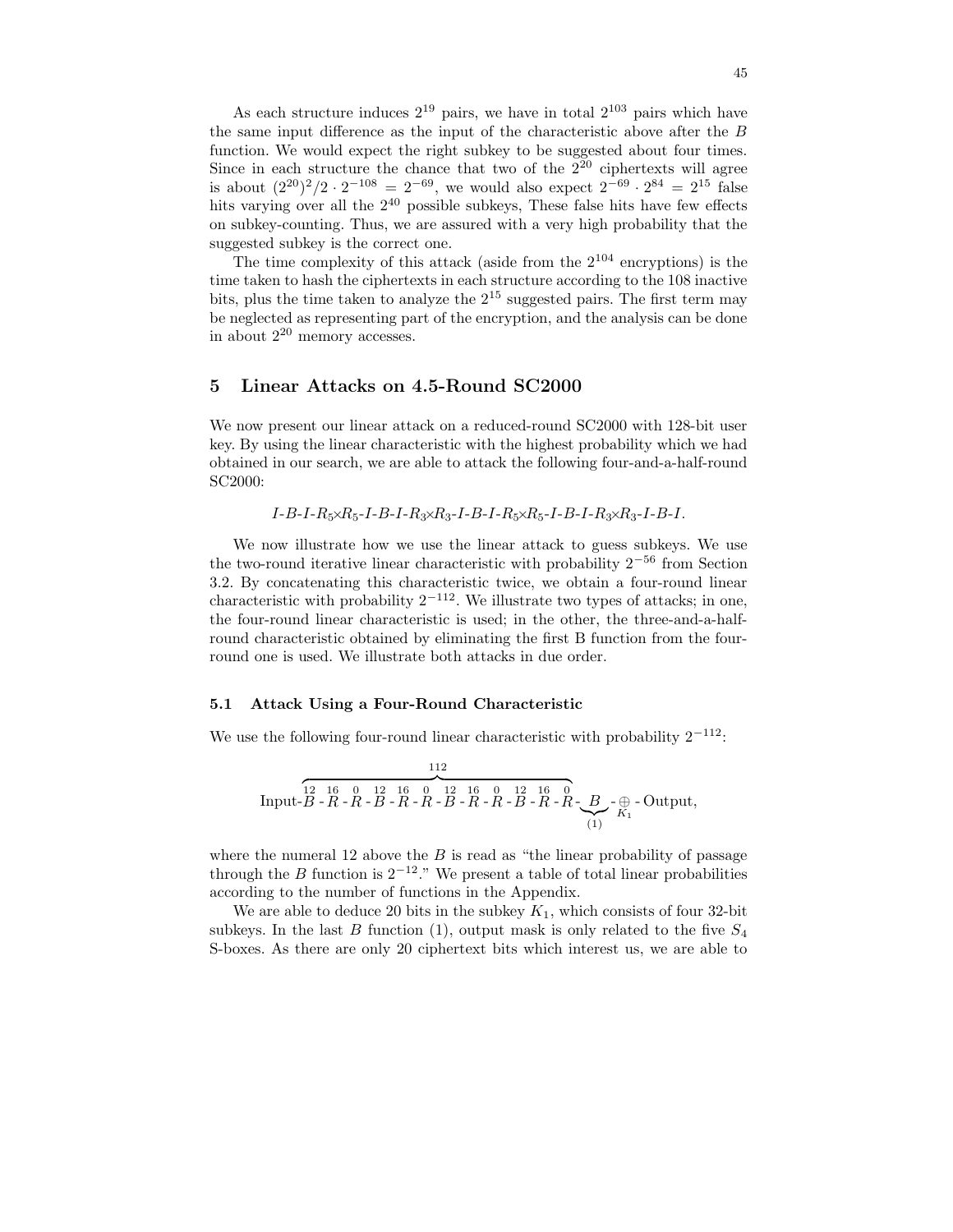As each structure induces $2^{19}$ pairs, we have in total $2^{103}$ pairs which have the same input difference as the input of the characteristic above after the $B$ function. We would expect the right subkey to be suggested about four times. Since in each structure the chance that two of the $2^{20}$ ciphertexts will agree is about $(2^{20})^2/2 \cdot 2^{-108} = 2^{-69}$, we would also expect $2^{-69} \cdot 2^{84} = 2^{15}$ false hits varying over all the $2^{40}$ possible subkeys, These false hits have few effects on subkey-counting. Thus, we are assured with a very high probability that the suggested subkey is the correct one.

The time complexity of this attack (aside from the $2^{104}$ encryptions) is the time taken to hash the ciphertexts in each structure according to the 108 inactive bits, plus the time taken to analyze the $2^{15}$ suggested pairs. The first term may be neglected as representing part of the encryption, and the analysis can be done in about $2^{20}$ memory accesses.

## 5 Linear Attacks on 4.5-Round SC2000

We now present our linear attack on a reduced-round SC2000 with 128-bit user key. By using the linear characteristic with the highest probability which we had obtained in our search, we are able to attack the following four-and-a-half-round SC2000:

$$I\text{-}B\text{-}I\text{-}R_5{\times}R_5\text{-}I\text{-}B\text{-}I\text{-}R_3{\times}R_3\text{-}I\text{-}B\text{-}I\text{-}R_5{\times}R_5\text{-}I\text{-}B\text{-}I\text{-}R_3{\times}R_3\text{-}I\text{-}B\text{-}I.$$

We now illustrate how we use the linear attack to guess subkeys. We use the two-round iterative linear characteristic with probability $2^{-56}$ from Section 3.2. By concatenating this characteristic twice, we obtain a four-round linear characteristic with probability $2^{-112}$. We illustrate two types of attacks; in one, the four-round linear characteristic is used; in the other, the three-and-a-half-round characteristic obtained by eliminating the first B function from the four-round one is used. We illustrate both attacks in due order.

### 5.1 Attack Using a Four-Round Characteristic

We use the following four-round linear characteristic with probability $2^{-112}$:

$$\text{Input-}\overbrace{\overset{12}{B}\text{-}\overset{16}{R}\text{-}\overset{0}{R}\text{-}\overset{12}{B}\text{-}\overset{16}{R}\text{-}\overset{0}{R}\text{-}\overset{12}{B}\text{-}\overset{16}{R}\text{-}\overset{0}{R}\text{-}\overset{12}{B}\text{-}\overset{16}{R}\text{-}\overset{0}{R}}^{112}\text{-}\underbrace{B}_{(1)}\text{-}\underset{K_1}{\oplus}\text{-Output},$$

where the numeral 12 above the $B$ is read as "the linear probability of passage through the $B$ function is $2^{-12}$." We present a table of total linear probabilities according to the number of functions in the Appendix.

We are able to deduce 20 bits in the subkey $K_1$, which consists of four 32-bit subkeys. In the last $B$ function (1), output mask is only related to the five $S_4$ S-boxes. As there are only 20 ciphertext bits which interest us, we are able to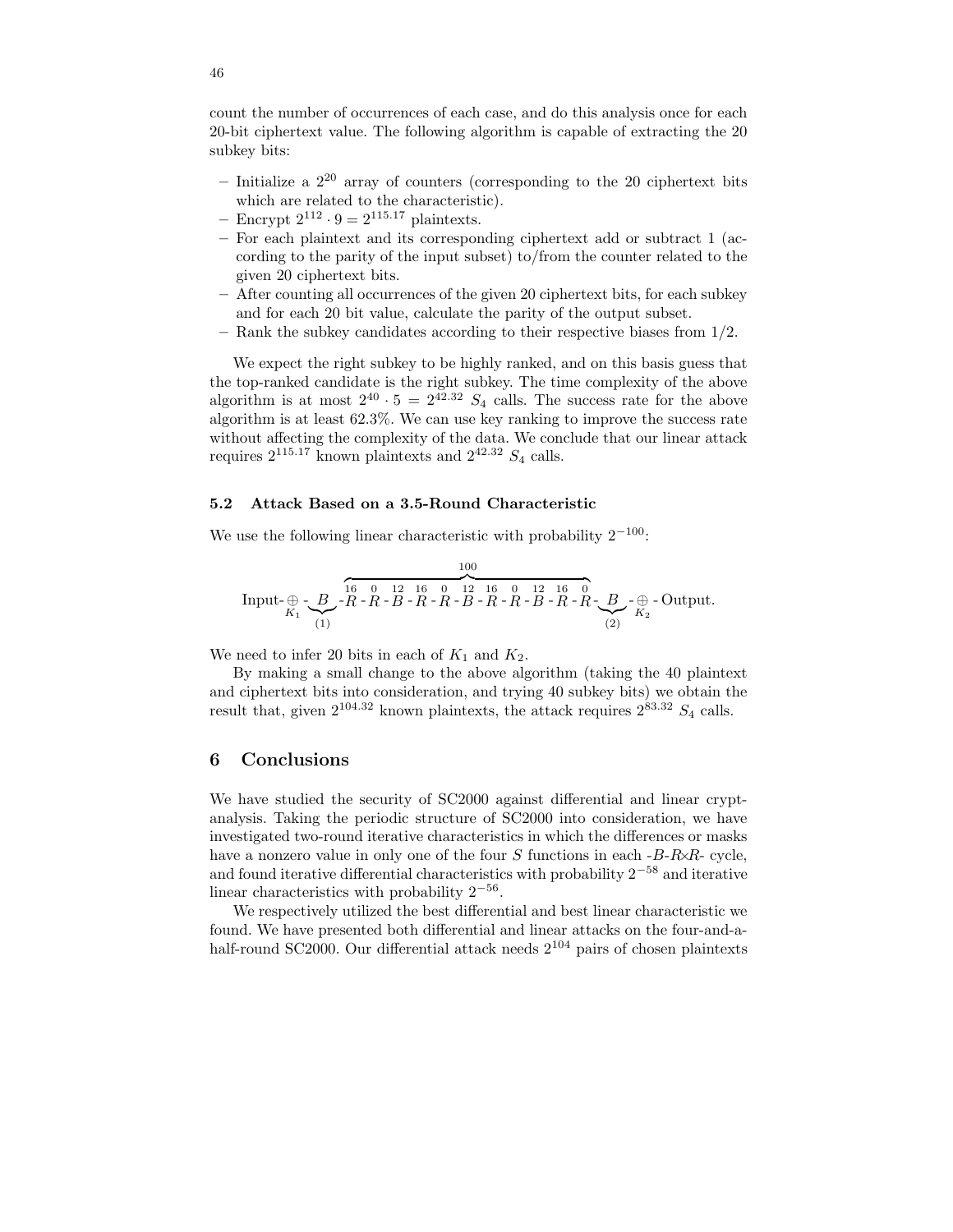count the number of occurrences of each case, and do this analysis once for each 20-bit ciphertext value. The following algorithm is capable of extracting the 20 subkey bits:

- Initialize a $2^{20}$ array of counters (corresponding to the 20 ciphertext bits which are related to the characteristic).
- Encrypt $2^{112} \cdot 9 = 2^{115.17}$ plaintexts.
- For each plaintext and its corresponding ciphertext add or subtract 1 (according to the parity of the input subset) to/from the counter related to the given 20 ciphertext bits.
- After counting all occurrences of the given 20 ciphertext bits, for each subkey and for each 20 bit value, calculate the parity of the output subset.
- Rank the subkey candidates according to their respective biases from 1/2.

We expect the right subkey to be highly ranked, and on this basis guess that the top-ranked candidate is the right subkey. The time complexity of the above algorithm is at most $2^{40} \cdot 5 = 2^{42.32}$ $S_4$ calls. The success rate for the above algorithm is at least 62.3%. We can use key ranking to improve the success rate without affecting the complexity of the data. We conclude that our linear attack requires $2^{115.17}$ known plaintexts and $2^{42.32}$ $S_4$ calls.

### 5.2 Attack Based on a 3.5-Round Characteristic

We use the following linear characteristic with probability $2^{-100}$:

$$\text{Input-}\underset{K_1}{\oplus}\text{-}\underbrace{B}_{(1)}\text{-}\overbrace{\overset{16}{R}\text{-}\overset{0}{R}\text{-}\overset{12}{B}\text{-}\overset{16}{R}\text{-}\overset{0}{R}\text{-}\overset{12}{B}\text{-}\overset{16}{R}\text{-}\overset{0}{R}\text{-}\overset{12}{B}\text{-}\overset{16}{R}\text{-}\overset{0}{R}}^{100}\text{-}\underbrace{B}_{(2)}\text{-}\underset{K_2}{\oplus}\text{-Output.}$$

We need to infer 20 bits in each of $K_1$ and $K_2$.

By making a small change to the above algorithm (taking the 40 plaintext and ciphertext bits into consideration, and trying 40 subkey bits) we obtain the result that, given $2^{104.32}$ known plaintexts, the attack requires $2^{83.32}$ $S_4$ calls.

## 6 Conclusions

We have studied the security of SC2000 against differential and linear cryptanalysis. Taking the periodic structure of SC2000 into consideration, we have investigated two-round iterative characteristics in which the differences or masks have a nonzero value in only one of the four $S$ functions in each -$B$-$R{\times}R$- cycle, and found iterative differential characteristics with probability $2^{-58}$ and iterative linear characteristics with probability $2^{-56}$.

We respectively utilized the best differential and best linear characteristic we found. We have presented both differential and linear attacks on the four-and-a-half-round SC2000. Our differential attack needs $2^{104}$ pairs of chosen plaintexts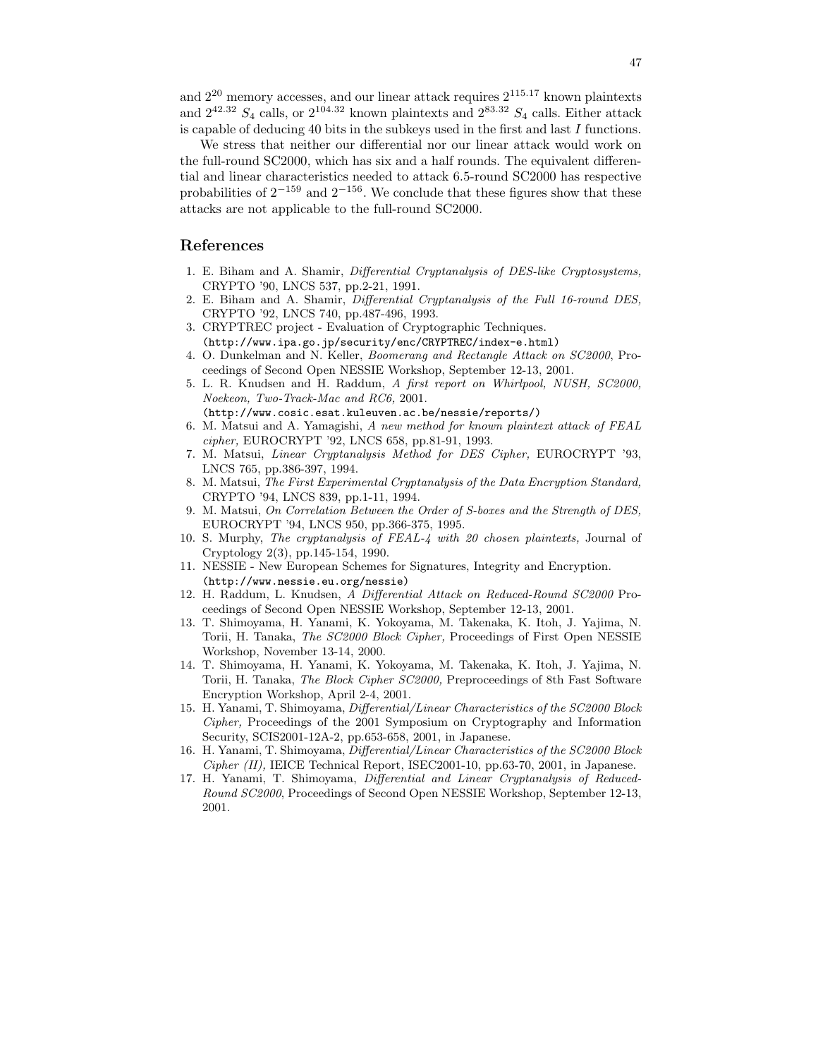and $2^{20}$ memory accesses, and our linear attack requires $2^{115.17}$ known plaintexts and $2^{42.32}$ $S_4$ calls, or $2^{104.32}$ known plaintexts and $2^{83.32}$ $S_4$ calls. Either attack is capable of deducing 40 bits in the subkeys used in the first and last $I$ functions.

We stress that neither our differential nor our linear attack would work on the full-round SC2000, which has six and a half rounds. The equivalent differential and linear characteristics needed to attack 6.5-round SC2000 has respective probabilities of $2^{-159}$ and $2^{-156}$. We conclude that these figures show that these attacks are not applicable to the full-round SC2000.

## References

1. E. Biham and A. Shamir, *Differential Cryptanalysis of DES-like Cryptosystems,* CRYPTO '90, LNCS 537, pp.2-21, 1991.
2. E. Biham and A. Shamir, *Differential Cryptanalysis of the Full 16-round DES,* CRYPTO '92, LNCS 740, pp.487-496, 1993.
3. CRYPTREC project - Evaluation of Cryptographic Techniques. (`http://www.ipa.go.jp/security/enc/CRYPTREC/index-e.html`)
4. O. Dunkelman and N. Keller, *Boomerang and Rectangle Attack on SC2000*, Proceedings of Second Open NESSIE Workshop, September 12-13, 2001.
5. L. R. Knudsen and H. Raddum, *A first report on Whirlpool, NUSH, SC2000, Noekeon, Two-Track-Mac and RC6,* 2001. (`http://www.cosic.esat.kuleuven.ac.be/nessie/reports/`)
6. M. Matsui and A. Yamagishi, *A new method for known plaintext attack of FEAL cipher,* EUROCRYPT '92, LNCS 658, pp.81-91, 1993.
7. M. Matsui, *Linear Cryptanalysis Method for DES Cipher,* EUROCRYPT '93, LNCS 765, pp.386-397, 1994.
8. M. Matsui, *The First Experimental Cryptanalysis of the Data Encryption Standard,* CRYPTO '94, LNCS 839, pp.1-11, 1994.
9. M. Matsui, *On Correlation Between the Order of S-boxes and the Strength of DES,* EUROCRYPT '94, LNCS 950, pp.366-375, 1995.
10. S. Murphy, *The cryptanalysis of FEAL-4 with 20 chosen plaintexts,* Journal of Cryptology 2(3), pp.145-154, 1990.
11. NESSIE - New European Schemes for Signatures, Integrity and Encryption. (`http://www.nessie.eu.org/nessie`)
12. H. Raddum, L. Knudsen, *A Differential Attack on Reduced-Round SC2000* Proceedings of Second Open NESSIE Workshop, September 12-13, 2001.
13. T. Shimoyama, H. Yanami, K. Yokoyama, M. Takenaka, K. Itoh, J. Yajima, N. Torii, H. Tanaka, *The SC2000 Block Cipher,* Proceedings of First Open NESSIE Workshop, November 13-14, 2000.
14. T. Shimoyama, H. Yanami, K. Yokoyama, M. Takenaka, K. Itoh, J. Yajima, N. Torii, H. Tanaka, *The Block Cipher SC2000,* Preproceedings of 8th Fast Software Encryption Workshop, April 2-4, 2001.
15. H. Yanami, T. Shimoyama, *Differential/Linear Characteristics of the SC2000 Block Cipher,* Proceedings of the 2001 Symposium on Cryptography and Information Security, SCIS2001-12A-2, pp.653-658, 2001, in Japanese.
16. H. Yanami, T. Shimoyama, *Differential/Linear Characteristics of the SC2000 Block Cipher (II),* IEICE Technical Report, ISEC2001-10, pp.63-70, 2001, in Japanese.
17. H. Yanami, T. Shimoyama, *Differential and Linear Cryptanalysis of Reduced-Round SC2000*, Proceedings of Second Open NESSIE Workshop, September 12-13, 2001.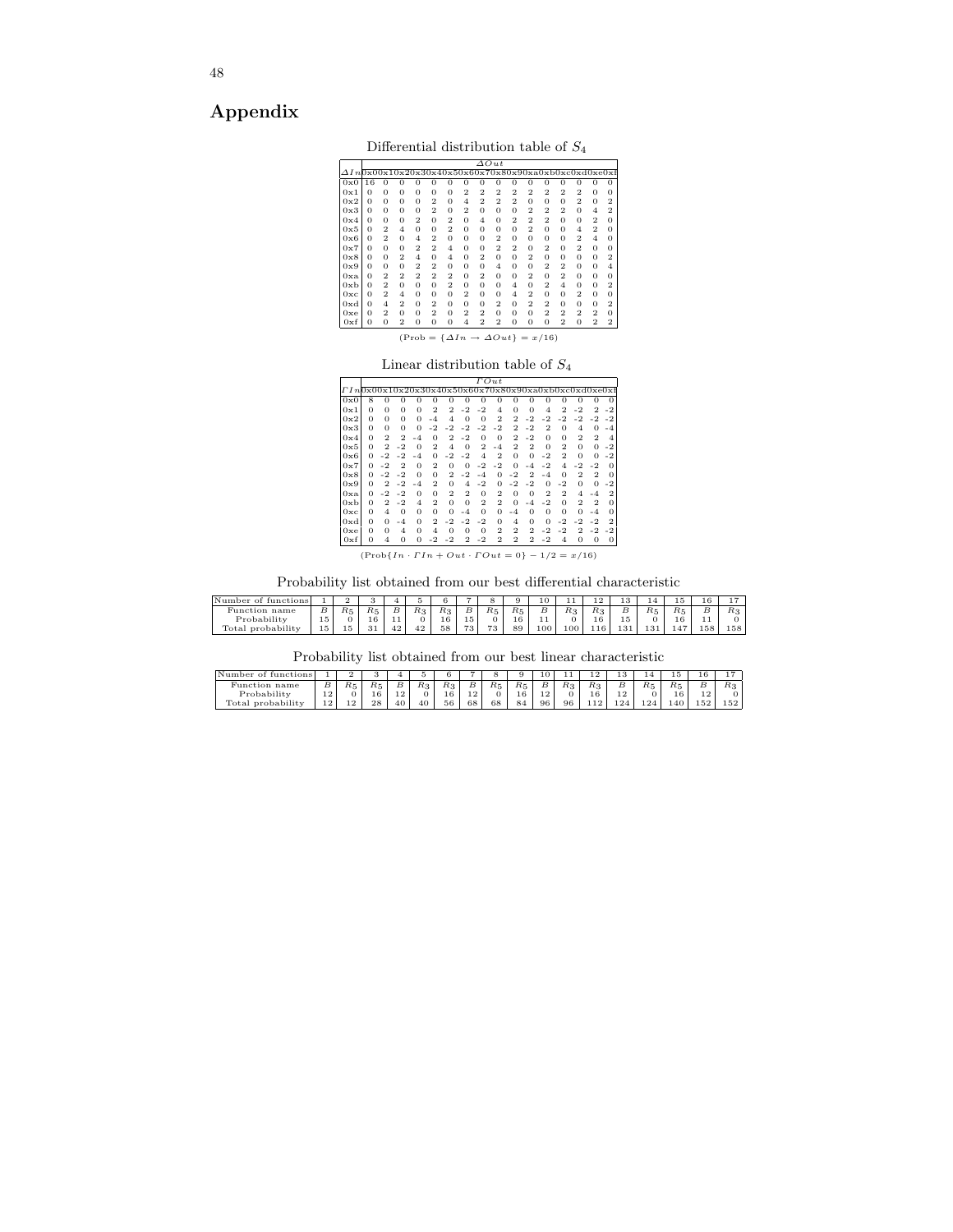## Appendix

Differential distribution table of $S_4$

| $\Delta In$ \ $\Delta Out$ | 0x0 | 0x1 | 0x2 | 0x3 | 0x4 | 0x5 | 0x6 | 0x7 | 0x8 | 0x9 | 0xa | 0xb | 0xc | 0xd | 0xe | 0xf |
|---|---|---|---|---|---|---|---|---|---|---|---|---|---|---|---|---|
| 0x0 | 16 | 0 | 0 | 0 | 0 | 0 | 0 | 0 | 0 | 0 | 0 | 0 | 0 | 0 | 0 | 0 |
| 0x1 | 0 | 0 | 0 | 0 | 0 | 0 | 2 | 2 | 2 | 2 | 2 | 2 | 2 | 2 | 0 | 0 |
| 0x2 | 0 | 0 | 0 | 0 | 2 | 0 | 4 | 2 | 2 | 2 | 0 | 0 | 0 | 2 | 0 | 2 |
| 0x3 | 0 | 0 | 0 | 0 | 0 | 2 | 0 | 2 | 0 | 0 | 0 | 2 | 2 | 2 | 0 | 4 | 2 |
| 0x4 | 0 | 0 | 0 | 2 | 0 | 2 | 0 | 4 | 0 | 2 | 2 | 2 | 0 | 0 | 2 | 0 |
| 0x5 | 0 | 2 | 4 | 0 | 0 | 2 | 0 | 0 | 0 | 0 | 2 | 0 | 0 | 4 | 2 | 0 |
| 0x6 | 0 | 2 | 0 | 4 | 2 | 0 | 0 | 0 | 2 | 0 | 0 | 0 | 0 | 2 | 4 | 0 |
| 0x7 | 0 | 0 | 0 | 2 | 2 | 4 | 0 | 0 | 2 | 2 | 0 | 2 | 0 | 2 | 0 | 0 |
| 0x8 | 0 | 0 | 2 | 4 | 0 | 4 | 0 | 2 | 0 | 0 | 2 | 0 | 0 | 0 | 0 | 2 |
| 0x9 | 0 | 0 | 0 | 2 | 2 | 0 | 0 | 0 | 4 | 0 | 0 | 2 | 2 | 0 | 0 | 4 |
| 0xa | 0 | 2 | 2 | 2 | 2 | 2 | 0 | 2 | 0 | 0 | 2 | 0 | 2 | 0 | 0 | 0 |
| 0xb | 0 | 2 | 0 | 0 | 0 | 2 | 0 | 0 | 0 | 4 | 0 | 2 | 4 | 0 | 0 | 2 |
| 0xc | 0 | 2 | 4 | 0 | 0 | 0 | 2 | 0 | 0 | 4 | 2 | 0 | 0 | 2 | 0 | 0 |
| 0xd | 0 | 4 | 2 | 0 | 2 | 0 | 0 | 0 | 2 | 0 | 2 | 2 | 0 | 0 | 0 | 2 |
| 0xe | 0 | 2 | 0 | 0 | 2 | 0 | 2 | 2 | 0 | 0 | 0 | 2 | 2 | 2 | 2 | 0 |
| 0xf | 0 | 0 | 2 | 0 | 0 | 0 | 4 | 2 | 2 | 0 | 0 | 0 | 2 | 0 | 2 | 2 |

(Prob = $\{\Delta In \rightarrow \Delta Out\} = x/16$)

Linear distribution table of $S_4$

| $\Gamma In$ \ $\Gamma Out$ | 0x0 | 0x1 | 0x2 | 0x3 | 0x4 | 0x5 | 0x6 | 0x7 | 0x8 | 0x9 | 0xa | 0xb | 0xc | 0xd | 0xe | 0xf |
|---|---|---|---|---|---|---|---|---|---|---|---|---|---|---|---|---|
| 0x0 | 8 | 0 | 0 | 0 | 0 | 0 | 0 | 0 | 0 | 0 | 0 | 0 | 0 | 0 | 0 | 0 |
| 0x1 | 0 | 0 | 0 | 0 | 2 | 2 | -2 | -2 | 4 | 0 | 0 | 4 | 2 | -2 | 2 | -2 |
| 0x2 | 0 | 0 | 0 | 0 | -4 | 4 | 0 | 0 | 2 | 2 | -2 | -2 | -2 | -2 | -2 | -2 |
| 0x3 | 0 | 0 | 0 | 0 | -2 | -2 | -2 | -2 | -2 | 2 | -2 | 2 | 0 | 4 | 0 | -4 |
| 0x4 | 0 | 2 | 2 | -4 | 0 | 2 | -2 | 0 | 0 | 2 | -2 | 0 | 0 | 2 | 2 | 4 |
| 0x5 | 0 | 2 | -2 | 0 | 2 | 4 | 0 | 2 | -4 | 2 | 2 | 0 | 2 | 0 | 0 | -2 |
| 0x6 | 0 | -2 | -2 | -4 | 0 | -2 | -2 | 4 | 2 | 0 | 0 | -2 | 2 | 0 | 0 | -2 |
| 0x7 | 0 | -2 | 2 | 0 | 2 | 0 | 0 | -2 | -2 | 0 | -4 | -2 | 4 | -2 | -2 | 0 |
| 0x8 | 0 | -2 | -2 | 0 | 0 | 2 | -2 | -4 | 0 | -2 | 2 | -4 | 0 | 2 | 2 | 0 |
| 0x9 | 0 | 2 | -2 | -4 | 2 | 0 | 4 | -2 | 0 | -2 | -2 | 0 | -2 | 0 | 0 | -2 |
| 0xa | 0 | -2 | -2 | 0 | 0 | 2 | 2 | 0 | 2 | 0 | 0 | 2 | 2 | 4 | -4 | 2 |
| 0xb | 0 | 2 | -2 | 4 | 2 | 0 | 0 | 2 | 2 | 0 | -4 | -2 | 0 | 2 | 2 | 0 |
| 0xc | 0 | 4 | 0 | 0 | 0 | 0 | -4 | 0 | 0 | -4 | 0 | 0 | 0 | 0 | -4 | 0 |
| 0xd | 0 | 0 | -4 | 0 | 2 | -2 | -2 | -2 | 0 | 4 | 0 | 0 | -2 | -2 | -2 | 2 |
| 0xe | 0 | 0 | 4 | 0 | 4 | 0 | 0 | 0 | 2 | 2 | 2 | -2 | -2 | 2 | -2 | -2 |
| 0xf | 0 | 4 | 0 | 0 | -2 | -2 | 2 | -2 | 2 | 2 | 2 | -2 | 4 | 0 | 0 | 0 |

(Prob$\{In \cdot \Gamma In + Out \cdot \Gamma Out = 0\} - 1/2 = x/16$)

Probability list obtained from our best differential characteristic

| Number of functions | 1 | 2 | 3 | 4 | 5 | 6 | 7 | 8 | 9 | 10 | 11 | 12 | 13 | 14 | 15 | 16 | 17 |
|---|---|---|---|---|---|---|---|---|---|---|---|---|---|---|---|---|---|
| Function name | $B$ | $R_5$ | $R_5$ | $B$ | $R_3$ | $R_3$ | $B$ | $R_5$ | $R_5$ | $B$ | $R_3$ | $R_3$ | $B$ | $R_5$ | $R_5$ | $B$ | $R_3$ |
| Probability | 15 | 0 | 16 | 11 | 0 | 16 | 15 | 0 | 16 | 11 | 0 | 16 | 15 | 0 | 16 | 11 | 0 |
| Total probability | 15 | 15 | 31 | 42 | 42 | 58 | 73 | 73 | 89 | 100 | 100 | 116 | 131 | 131 | 147 | 158 | 158 |

Probability list obtained from our best linear characteristic

| Number of functions | 1 | 2 | 3 | 4 | 5 | 6 | 7 | 8 | 9 | 10 | 11 | 12 | 13 | 14 | 15 | 16 | 17 |
|---|---|---|---|---|---|---|---|---|---|---|---|---|---|---|---|---|---|
| Function name | $B$ | $R_5$ | $R_5$ | $B$ | $R_3$ | $R_3$ | $B$ | $R_5$ | $R_5$ | $B$ | $R_3$ | $R_3$ | $B$ | $R_5$ | $R_5$ | $B$ | $R_3$ |
| Probability | 12 | 0 | 16 | 12 | 0 | 16 | 12 | 0 | 16 | 12 | 0 | 16 | 12 | 0 | 16 | 12 | 0 |
| Total probability | 12 | 12 | 28 | 40 | 40 | 56 | 68 | 68 | 84 | 96 | 96 | 112 | 124 | 124 | 140 | 152 | 152 |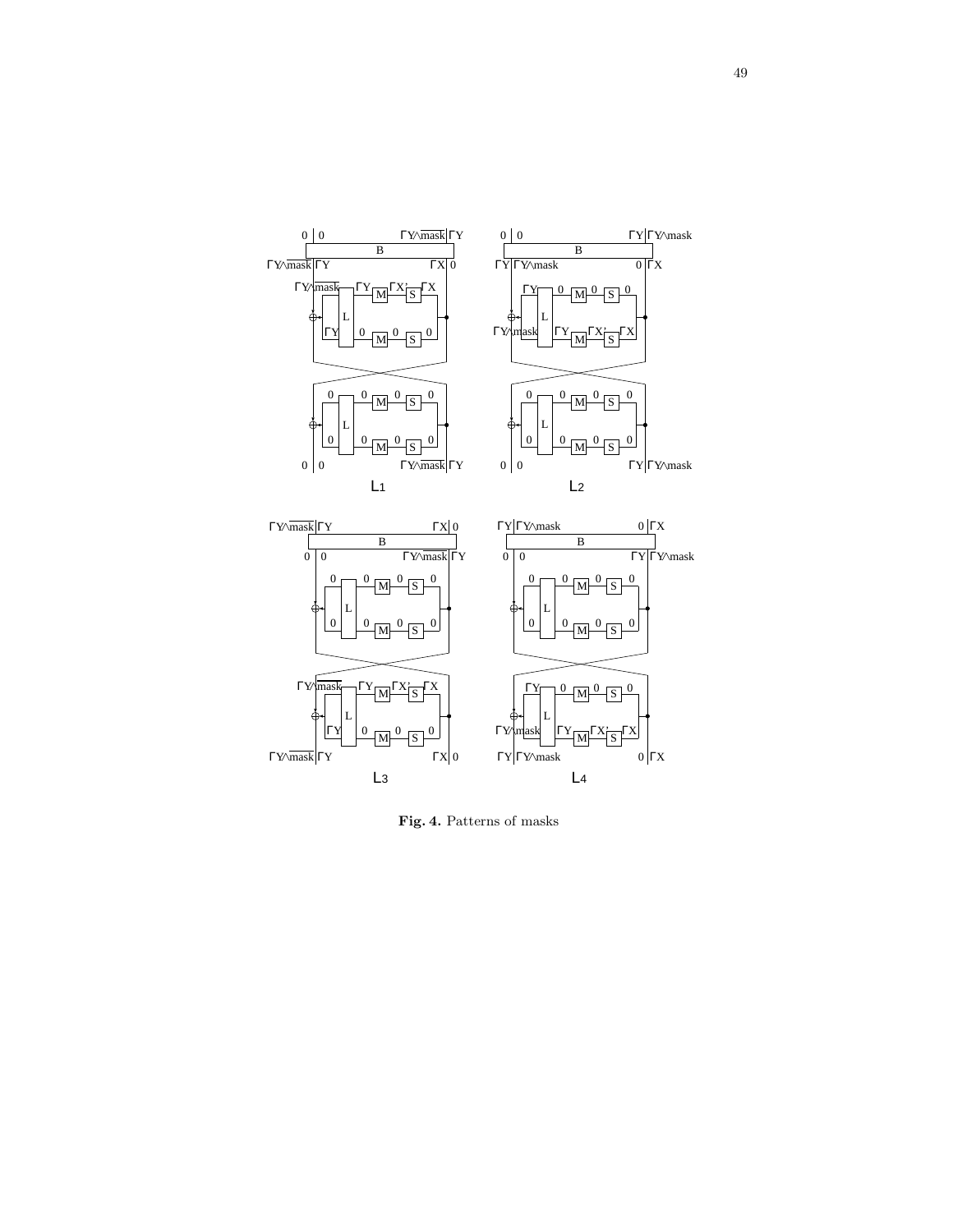Fig. 4. Patterns of masks